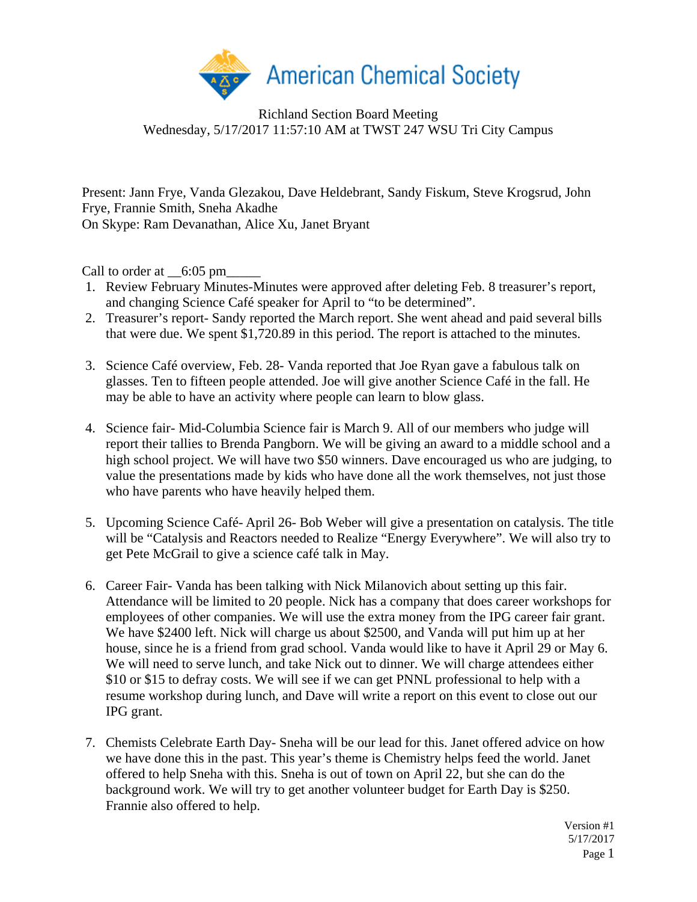American Chemical Society

Richland Section Board Meeting
Wednesday, 5/17/2017 11:57:10 AM at TWST 247 WSU Tri City Campus

Present: Jann Frye, Vanda Glezakou, Dave Heldebrant, Sandy Fiskum, Steve Krogsrud, John Frye, Frannie Smith, Sneha Akadhe
On Skype: Ram Devanathan, Alice Xu, Janet Bryant

Call to order at __6:05 pm_____

1. Review February Minutes-Minutes were approved after deleting Feb. 8 treasurer's report, and changing Science Café speaker for April to "to be determined".
2. Treasurer's report- Sandy reported the March report. She went ahead and paid several bills that were due. We spent $1,720.89 in this period. The report is attached to the minutes.
3. Science Café overview, Feb. 28- Vanda reported that Joe Ryan gave a fabulous talk on glasses. Ten to fifteen people attended. Joe will give another Science Café in the fall. He may be able to have an activity where people can learn to blow glass.
4. Science fair- Mid-Columbia Science fair is March 9. All of our members who judge will report their tallies to Brenda Pangborn. We will be giving an award to a middle school and a high school project. We will have two $50 winners. Dave encouraged us who are judging, to value the presentations made by kids who have done all the work themselves, not just those who have parents who have heavily helped them.
5. Upcoming Science Café- April 26- Bob Weber will give a presentation on catalysis. The title will be "Catalysis and Reactors needed to Realize "Energy Everywhere". We will also try to get Pete McGrail to give a science café talk in May.
6. Career Fair- Vanda has been talking with Nick Milanovich about setting up this fair. Attendance will be limited to 20 people. Nick has a company that does career workshops for employees of other companies. We will use the extra money from the IPG career fair grant. We have $2400 left. Nick will charge us about $2500, and Vanda will put him up at her house, since he is a friend from grad school. Vanda would like to have it April 29 or May 6. We will need to serve lunch, and take Nick out to dinner. We will charge attendees either $10 or $15 to defray costs. We will see if we can get PNNL professional to help with a resume workshop during lunch, and Dave will write a report on this event to close out our IPG grant.
7. Chemists Celebrate Earth Day- Sneha will be our lead for this. Janet offered advice on how we have done this in the past. This year's theme is Chemistry helps feed the world. Janet offered to help Sneha with this. Sneha is out of town on April 22, but she can do the background work. We will try to get another volunteer budget for Earth Day is $250. Frannie also offered to help.

Version #1
5/17/2017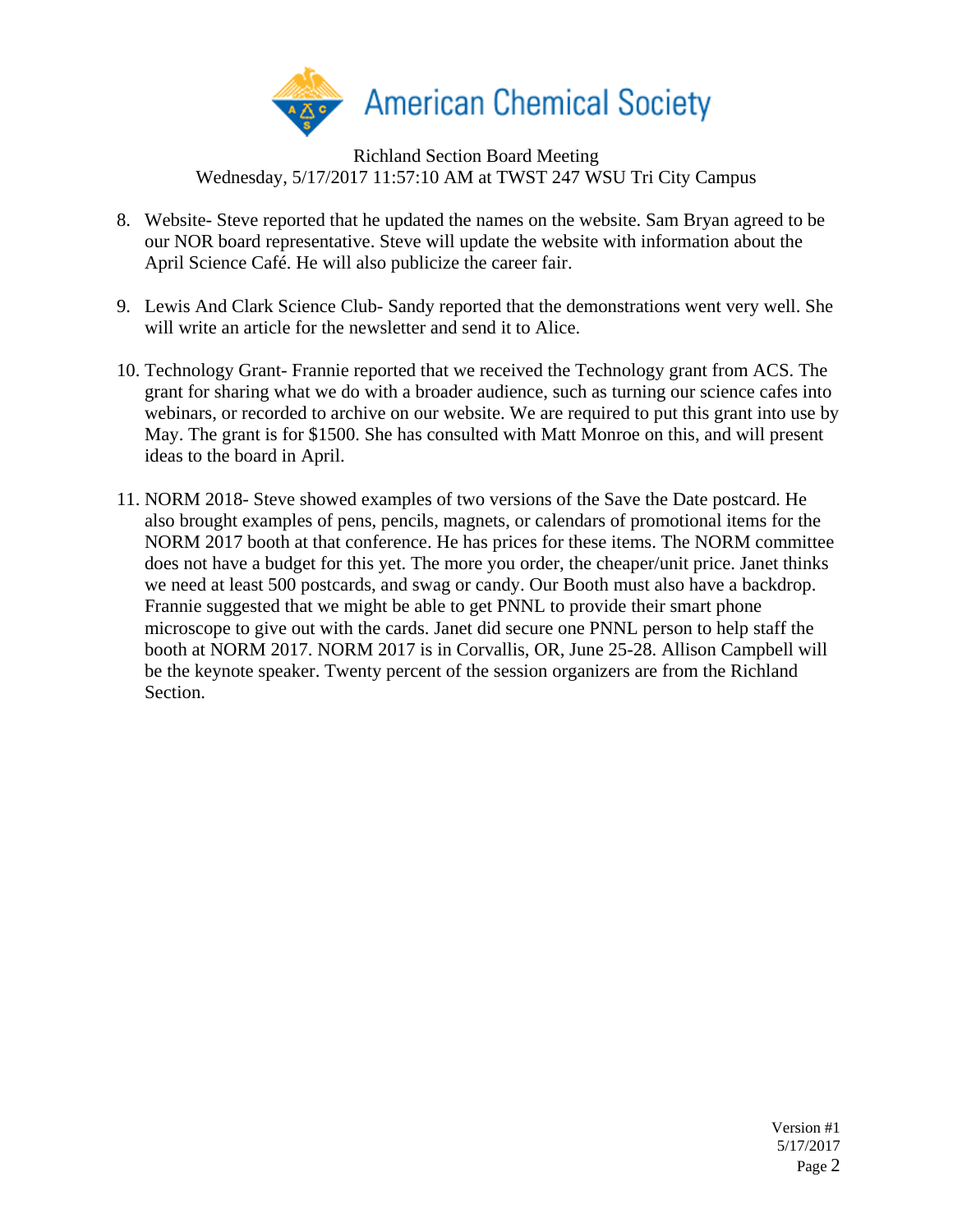Richland Section Board Meeting
Wednesday, 5/17/2017 11:57:10 AM at TWST 247 WSU Tri City Campus

8. Website- Steve reported that he updated the names on the website. Sam Bryan agreed to be our NOR board representative. Steve will update the website with information about the April Science Café. He will also publicize the career fair.

9. Lewis And Clark Science Club- Sandy reported that the demonstrations went very well. She will write an article for the newsletter and send it to Alice.

10. Technology Grant- Frannie reported that we received the Technology grant from ACS. The grant for sharing what we do with a broader audience, such as turning our science cafes into webinars, or recorded to archive on our website. We are required to put this grant into use by May. The grant is for $1500. She has consulted with Matt Monroe on this, and will present ideas to the board in April.

11. NORM 2018- Steve showed examples of two versions of the Save the Date postcard. He also brought examples of pens, pencils, magnets, or calendars of promotional items for the NORM 2017 booth at that conference. He has prices for these items. The NORM committee does not have a budget for this yet. The more you order, the cheaper/unit price. Janet thinks we need at least 500 postcards, and swag or candy. Our Booth must also have a backdrop. Frannie suggested that we might be able to get PNNL to provide their smart phone microscope to give out with the cards. Janet did secure one PNNL person to help staff the booth at NORM 2017. NORM 2017 is in Corvallis, OR, June 25-28. Allison Campbell will be the keynote speaker. Twenty percent of the session organizers are from the Richland Section.

Version #1
5/17/2017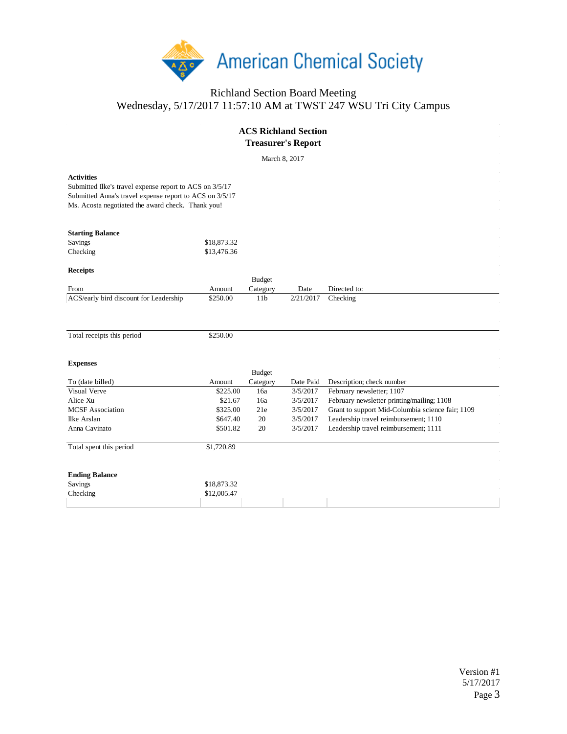Richland Section Board Meeting
Wednesday, 5/17/2017 11:57:10 AM at TWST 247 WSU Tri City Campus

## ACS Richland Section
## Treasurer's Report

March 8, 2017

**Activities**

Submitted Ilke's travel expense report to ACS on 3/5/17
Submitted Anna's travel expense report to ACS on 3/5/17
Ms. Acosta negotiated the award check. Thank you!

**Starting Balance**

| | |
|---|---|
| Savings | $18,873.32 |
| Checking | $13,476.36 |

**Receipts**

| From | Amount | Budget Category | Date | Directed to: |
|---|---|---|---|---|
| ACS/early bird discount for Leadership | $250.00 | 11b | 2/21/2017 | Checking |
| Total receipts this period | $250.00 | | | |

**Expenses**

| To (date billed) | Amount | Budget Category | Date Paid | Description; check number |
|---|---|---|---|---|
| Visual Verve | $225.00 | 16a | 3/5/2017 | February newsletter; 1107 |
| Alice Xu | $21.67 | 16a | 3/5/2017 | February newsletter printing/mailing; 1108 |
| MCSF Association | $325.00 | 21e | 3/5/2017 | Grant to support Mid-Columbia science fair; 1109 |
| Ilke Arslan | $647.40 | 20 | 3/5/2017 | Leadership travel reimbursement; 1110 |
| Anna Cavinato | $501.82 | 20 | 3/5/2017 | Leadership travel reimbursement; 1111 |
| Total spent this period | $1,720.89 | | | |

**Ending Balance**

| | |
|---|---|
| Savings | $18,873.32 |
| Checking | $12,005.47 |

Version #1
5/17/2017